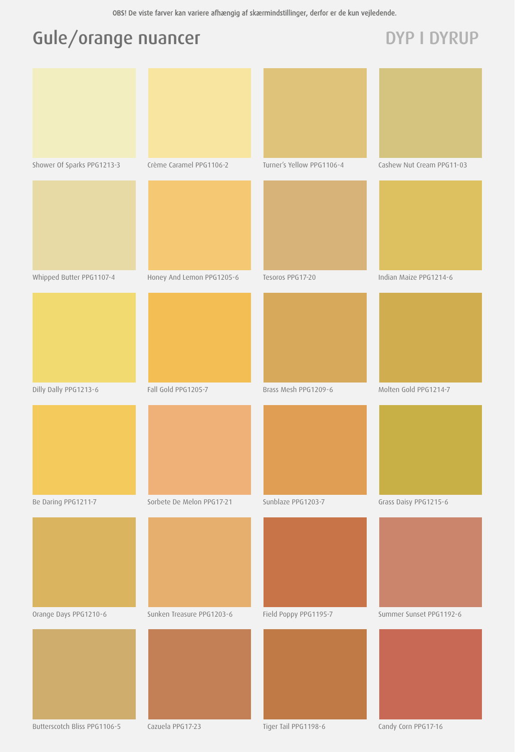OBS! De viste farver kan variere afhængig af skærmindstillinger, derfor er de kun vejledende.

# Gule/orange nuancer

DYP I DYRUP

| | | | |
|---|---|---|---|
| Shower Of Sparks PPG1213-3 | Crème Caramel PPG1106-2 | Turner's Yellow PPG1106-4 | Cashew Nut Cream PPG11-03 |
| Whipped Butter PPG1107-4 | Honey And Lemon PPG1205-6 | Tesoros PPG17-20 | Indian Maize PPG1214-6 |
| Dilly Dally PPG1213-6 | Fall Gold PPG1205-7 | Brass Mesh PPG1209-6 | Molten Gold PPG1214-7 |
| Be Daring PPG1211-7 | Sorbete De Melon PPG17-21 | Sunblaze PPG1203-7 | Grass Daisy PPG1215-6 |
| Orange Days PPG1210-6 | Sunken Treasure PPG1203-6 | Field Poppy PPG1195-7 | Summer Sunset PPG1192-6 |
| Butterscotch Bliss PPG1106-5 | Cazuela PPG17-23 | Tiger Tail PPG1198-6 | Candy Corn PPG17-16 |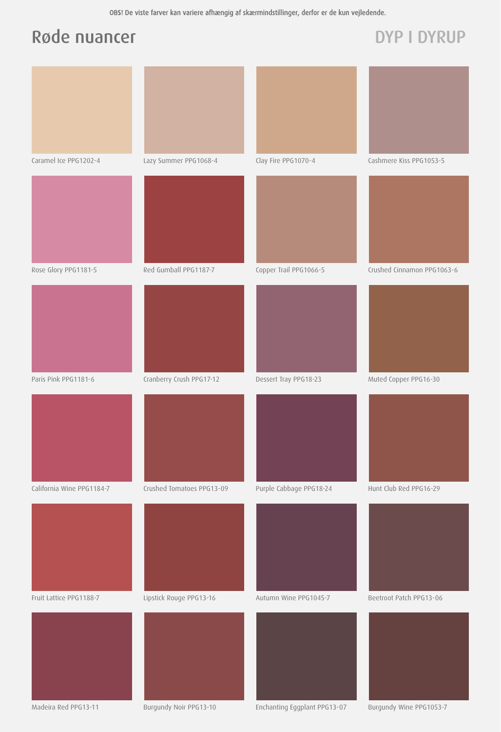OBS! De viste farver kan variere afhængig af skærmindstillinger, derfor er de kun vejledende.

# Røde nuancer

DYP I DYRUP

| | | | |
|---|---|---|---|
| Caramel Ice PPG1202-4 | Lazy Summer PPG1068-4 | Clay Fire PPG1070-4 | Cashmere Kiss PPG1053-5 |
| Rose Glory PPG1181-5 | Red Gumball PPG1187-7 | Copper Trail PPG1066-5 | Crushed Cinnamon PPG1063-6 |
| Paris Pink PPG1181-6 | Cranberry Crush PPG17-12 | Dessert Tray PPG18-23 | Muted Copper PPG16-30 |
| California Wine PPG1184-7 | Crushed Tomatoes PPG13-09 | Purple Cabbage PPG18-24 | Hunt Club Red PPG16-29 |
| Fruit Lattice PPG1188-7 | Lipstick Rouge PPG13-16 | Autumn Wine PPG1045-7 | Beetroot Patch PPG13-06 |
| Madeira Red PPG13-11 | Burgundy Noir PPG13-10 | Enchanting Eggplant PPG13-07 | Burgundy Wine PPG1053-7 |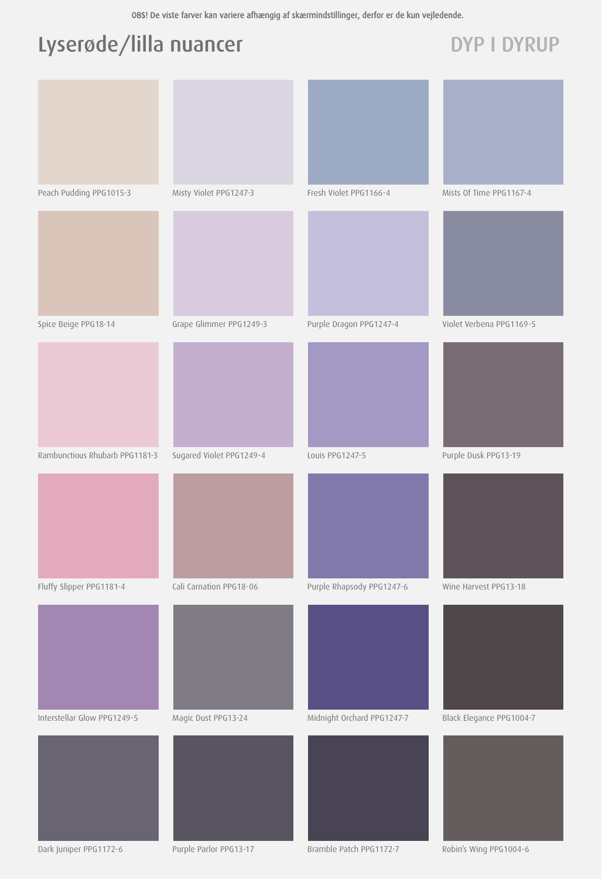OBS! De viste farver kan variere afhængig af skærmindstillinger, derfor er de kun vejledende.

# Lyserøde/lilla nuancer

DYP I DYRUP

| | | | |
|---|---|---|---|
| Peach Pudding PPG1015-3 | Misty Violet PPG1247-3 | Fresh Violet PPG1166-4 | Mists Of Time PPG1167-4 |
| Spice Beige PPG18-14 | Grape Glimmer PPG1249-3 | Purple Dragon PPG1247-4 | Violet Verbena PPG1169-5 |
| Rambunctious Rhubarb PPG1181-3 | Sugared Violet PPG1249-4 | Louis PPG1247-5 | Purple Dusk PPG13-19 |
| Fluffy Slipper PPG1181-4 | Cali Carnation PPG18-06 | Purple Rhapsody PPG1247-6 | Wine Harvest PPG13-18 |
| Interstellar Glow PPG1249-5 | Magic Dust PPG13-24 | Midnight Orchard PPG1247-7 | Black Elegance PPG1004-7 |
| Dark Juniper PPG1172-6 | Purple Parlor PPG13-17 | Bramble Patch PPG1172-7 | Robin's Wing PPG1004-6 |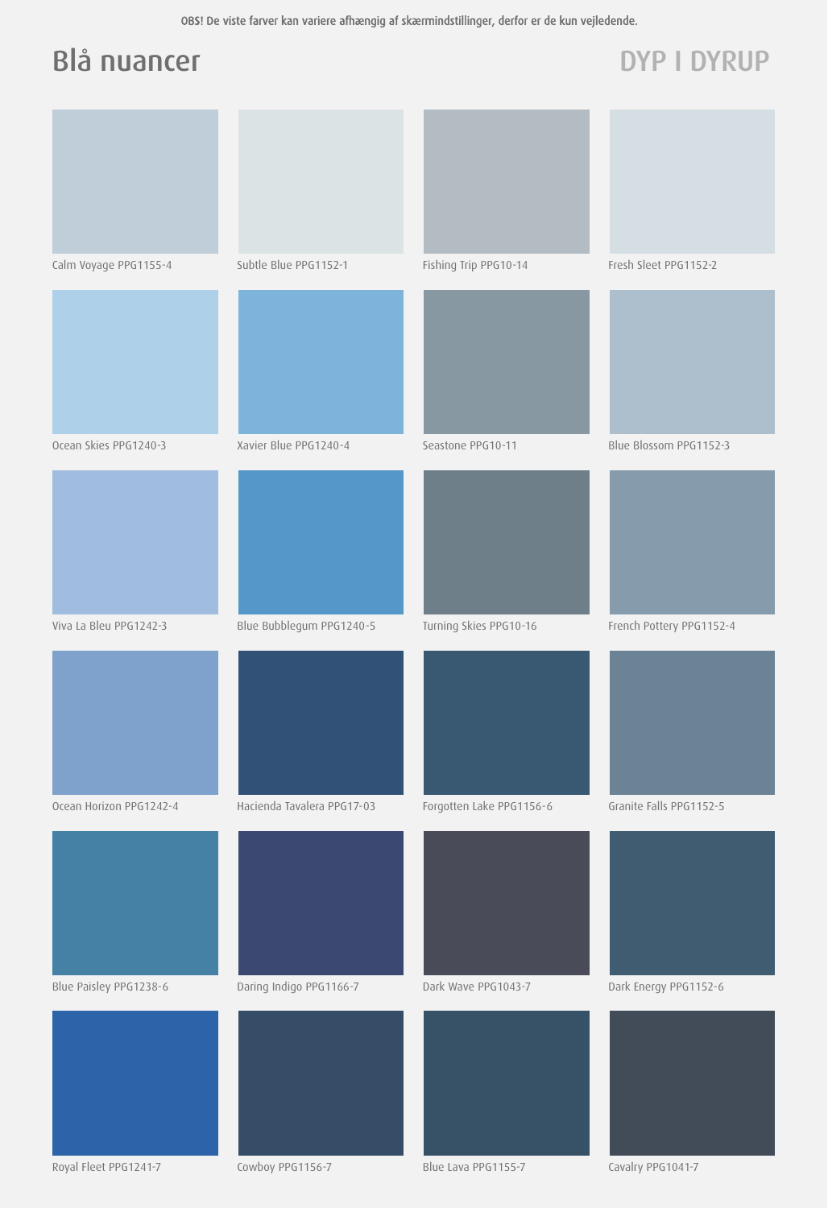OBS! De viste farver kan variere afhængig af skærmindstillinger, derfor er de kun vejledende.

# Blå nuancer

DYP I DYRUP

| | | | |
|---|---|---|---|
| Calm Voyage PPG1155-4 | Subtle Blue PPG1152-1 | Fishing Trip PPG10-14 | Fresh Sleet PPG1152-2 |
| Ocean Skies PPG1240-3 | Xavier Blue PPG1240-4 | Seastone PPG10-11 | Blue Blossom PPG1152-3 |
| Viva La Bleu PPG1242-3 | Blue Bubblegum PPG1240-5 | Turning Skies PPG10-16 | French Pottery PPG1152-4 |
| Ocean Horizon PPG1242-4 | Hacienda Tavalera PPG17-03 | Forgotten Lake PPG1156-6 | Granite Falls PPG1152-5 |
| Blue Paisley PPG1238-6 | Daring Indigo PPG1166-7 | Dark Wave PPG1043-7 | Dark Energy PPG1152-6 |
| Royal Fleet PPG1241-7 | Cowboy PPG1156-7 | Blue Lava PPG1155-7 | Cavalry PPG1041-7 |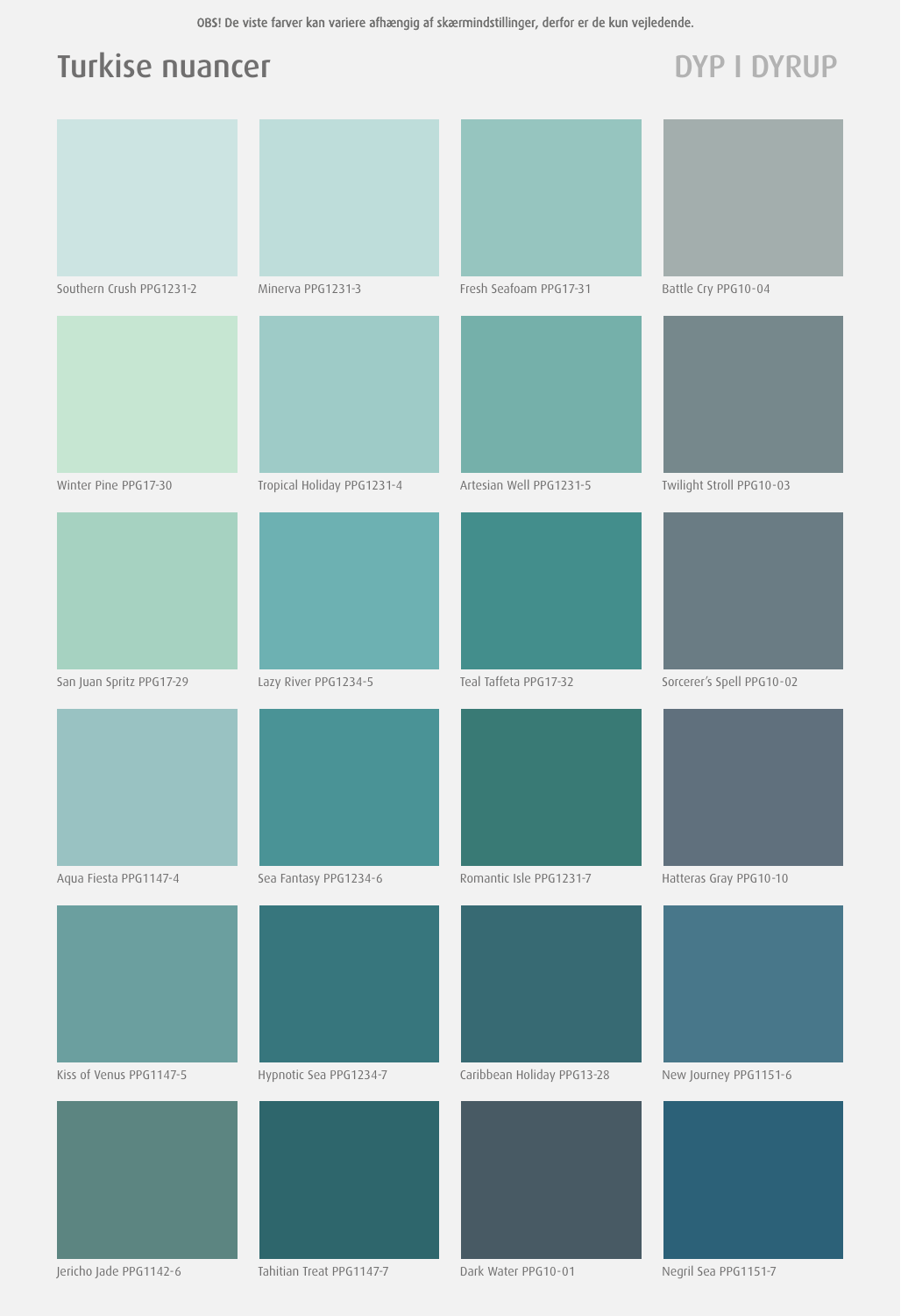OBS! De viste farver kan variere afhængig af skærmindstillinger, derfor er de kun vejledende.

# Turkise nuancer

DYP I DYRUP

| | | | |
|---|---|---|---|
| Southern Crush PPG1231-2 | Minerva PPG1231-3 | Fresh Seafoam PPG17-31 | Battle Cry PPG10-04 |
| Winter Pine PPG17-30 | Tropical Holiday PPG1231-4 | Artesian Well PPG1231-5 | Twilight Stroll PPG10-03 |
| San Juan Spritz PPG17-29 | Lazy River PPG1234-5 | Teal Taffeta PPG17-32 | Sorcerer's Spell PPG10-02 |
| Aqua Fiesta PPG1147-4 | Sea Fantasy PPG1234-6 | Romantic Isle PPG1231-7 | Hatteras Gray PPG10-10 |
| Kiss of Venus PPG1147-5 | Hypnotic Sea PPG1234-7 | Caribbean Holiday PPG13-28 | New Journey PPG1151-6 |
| Jericho Jade PPG1142-6 | Tahitian Treat PPG1147-7 | Dark Water PPG10-01 | Negril Sea PPG1151-7 |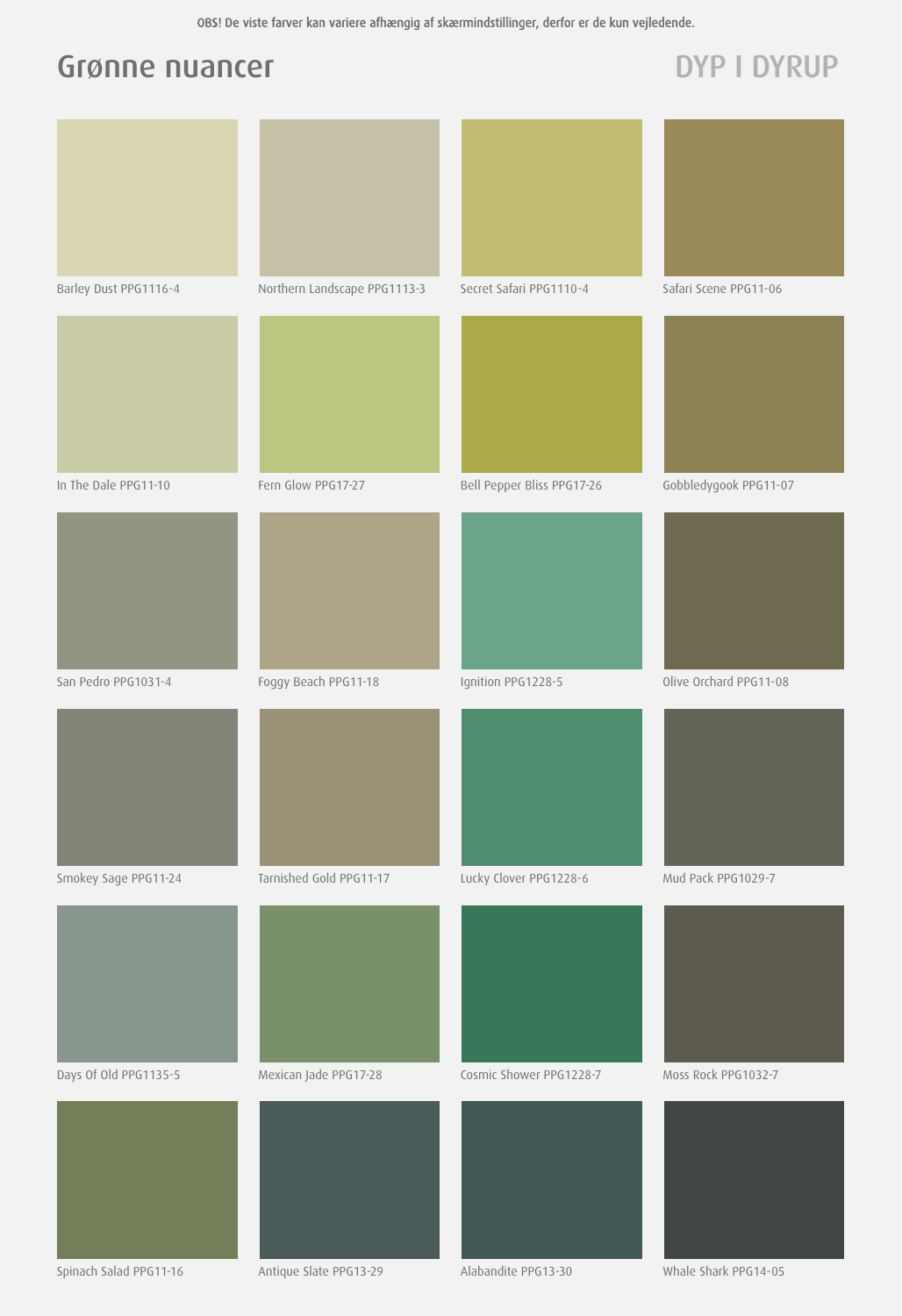OBS! De viste farver kan variere afhængig af skærmindstillinger, derfor er de kun vejledende.

# Grønne nuancer

DYP I DYRUP

Barley Dust PPG1116-4

Northern Landscape PPG1113-3

Secret Safari PPG1110-4

Safari Scene PPG11-06

In The Dale PPG11-10

Fern Glow PPG17-27

Bell Pepper Bliss PPG17-26

Gobbledygook PPG11-07

San Pedro PPG1031-4

Foggy Beach PPG11-18

Ignition PPG1228-5

Olive Orchard PPG11-08

Smokey Sage PPG11-24

Tarnished Gold PPG11-17

Lucky Clover PPG1228-6

Mud Pack PPG1029-7

Days Of Old PPG1135-5

Mexican Jade PPG17-28

Cosmic Shower PPG1228-7

Moss Rock PPG1032-7

Spinach Salad PPG11-16

Antique Slate PPG13-29

Alabandite PPG13-30

Whale Shark PPG14-05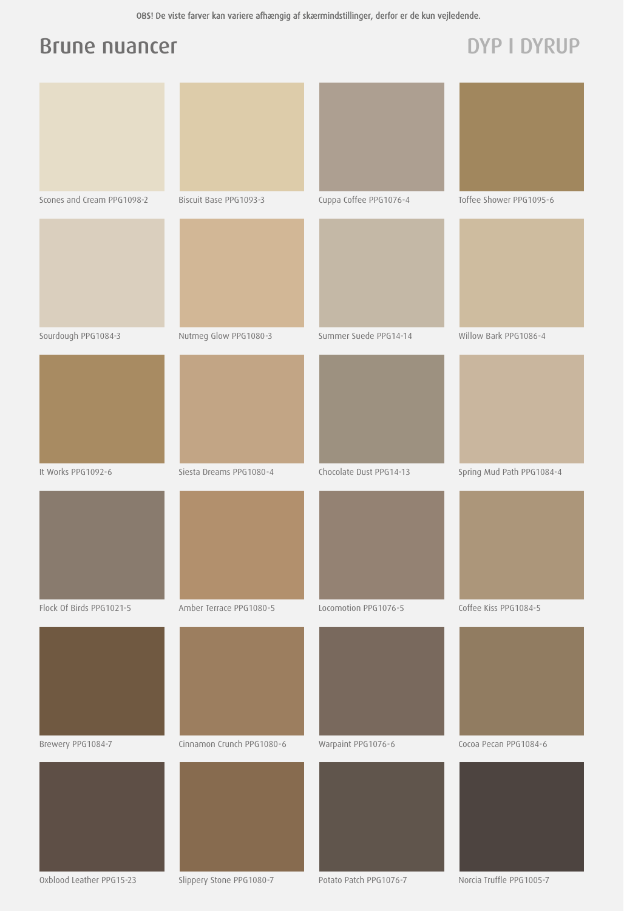OBS! De viste farver kan variere afhængig af skærmindstillinger, derfor er de kun vejledende.

# Brune nuancer

DYP I DYRUP

| | | | |
|---|---|---|---|
| Scones and Cream PPG1098-2 | Biscuit Base PPG1093-3 | Cuppa Coffee PPG1076-4 | Toffee Shower PPG1095-6 |
| Sourdough PPG1084-3 | Nutmeg Glow PPG1080-3 | Summer Suede PPG14-14 | Willow Bark PPG1086-4 |
| It Works PPG1092-6 | Siesta Dreams PPG1080-4 | Chocolate Dust PPG14-13 | Spring Mud Path PPG1084-4 |
| Flock Of Birds PPG1021-5 | Amber Terrace PPG1080-5 | Locomotion PPG1076-5 | Coffee Kiss PPG1084-5 |
| Brewery PPG1084-7 | Cinnamon Crunch PPG1080-6 | Warpaint PPG1076-6 | Cocoa Pecan PPG1084-6 |
| Oxblood Leather PPG15-23 | Slippery Stone PPG1080-7 | Potato Patch PPG1076-7 | Norcia Truffle PPG1005-7 |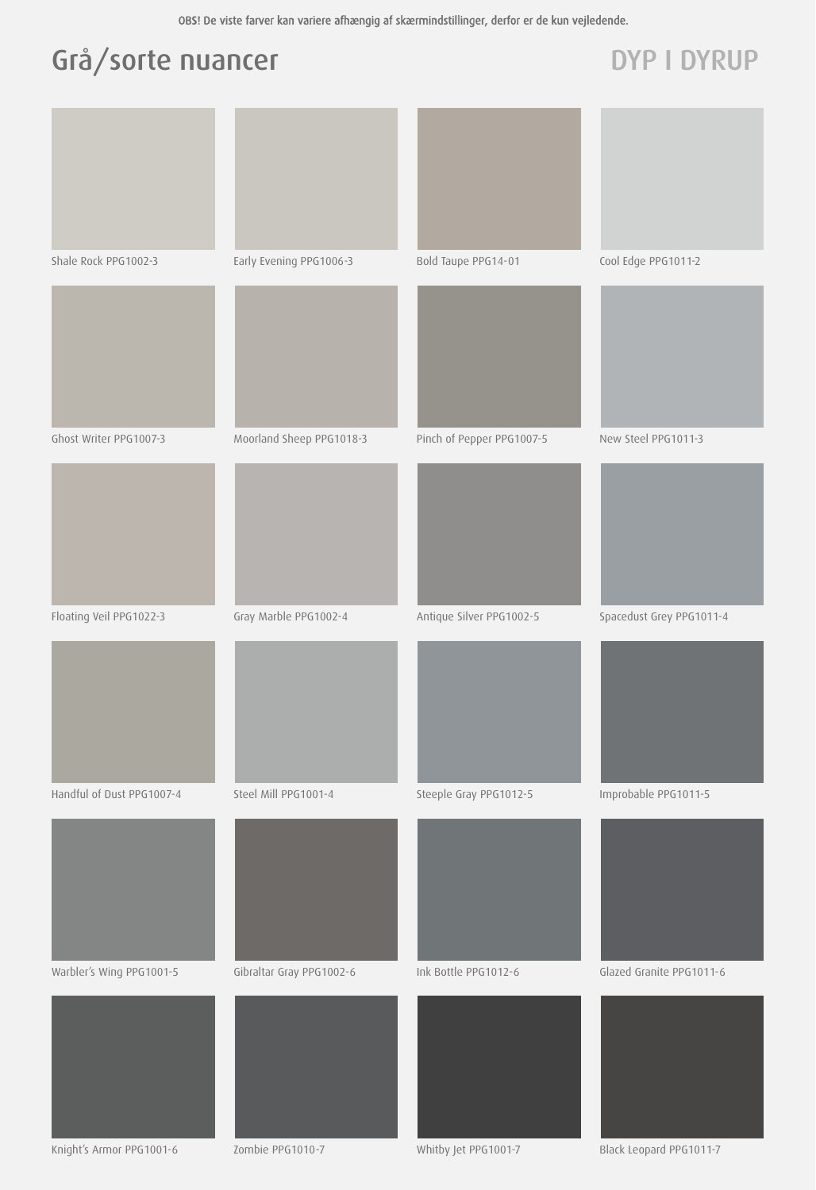OBS! De viste farver kan variere afhængig af skærmindstillinger, derfor er de kun vejledende.

# Grå/sorte nuancer

DYP I DYRUP

Shale Rock PPG1002-3

Early Evening PPG1006-3

Bold Taupe PPG14-01

Cool Edge PPG1011-2

Ghost Writer PPG1007-3

Moorland Sheep PPG1018-3

Pinch of Pepper PPG1007-5

New Steel PPG1011-3

Floating Veil PPG1022-3

Gray Marble PPG1002-4

Antique Silver PPG1002-5

Spacedust Grey PPG1011-4

Handful of Dust PPG1007-4

Steel Mill PPG1001-4

Steeple Gray PPG1012-5

Improbable PPG1011-5

Warbler's Wing PPG1001-5

Gibraltar Gray PPG1002-6

Ink Bottle PPG1012-6

Glazed Granite PPG1011-6

Knight's Armor PPG1001-6

Zombie PPG1010-7

Whitby Jet PPG1001-7

Black Leopard PPG1011-7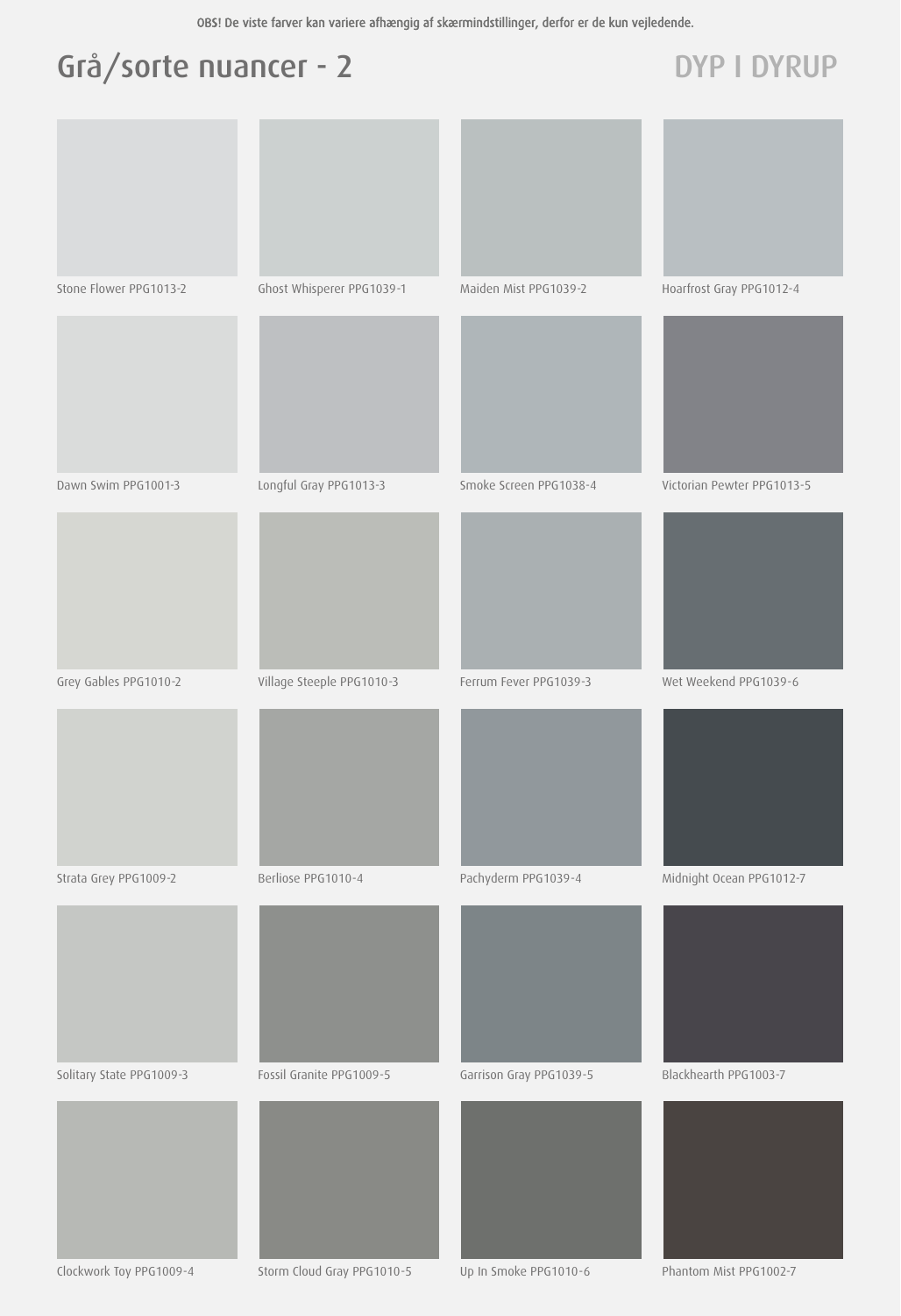OBS! De viste farver kan variere afhængig af skærmindstillinger, derfor er de kun vejledende.

# Grå/sorte nuancer - 2

DYP I DYRUP

| | | | |
|---|---|---|---|
| Stone Flower PPG1013-2 | Ghost Whisperer PPG1039-1 | Maiden Mist PPG1039-2 | Hoarfrost Gray PPG1012-4 |
| Dawn Swim PPG1001-3 | Longful Gray PPG1013-3 | Smoke Screen PPG1038-4 | Victorian Pewter PPG1013-5 |
| Grey Gables PPG1010-2 | Village Steeple PPG1010-3 | Ferrum Fever PPG1039-3 | Wet Weekend PPG1039-6 |
| Strata Grey PPG1009-2 | Berliose PPG1010-4 | Pachyderm PPG1039-4 | Midnight Ocean PPG1012-7 |
| Solitary State PPG1009-3 | Fossil Granite PPG1009-5 | Garrison Gray PPG1039-5 | Blackhearth PPG1003-7 |
| Clockwork Toy PPG1009-4 | Storm Cloud Gray PPG1010-5 | Up In Smoke PPG1010-6 | Phantom Mist PPG1002-7 |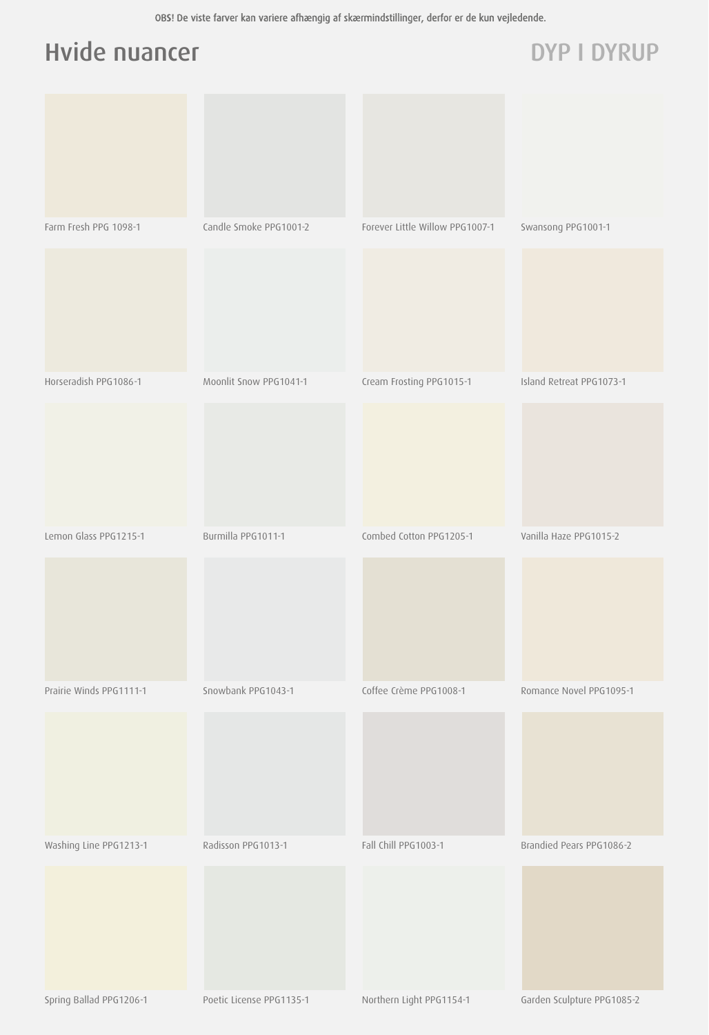OBS! De viste farver kan variere afhængig af skærmindstillinger, derfor er de kun vejledende.

# Hvide nuancer

DYP I DYRUP

Farm Fresh PPG 1098-1

Candle Smoke PPG1001-2

Forever Little Willow PPG1007-1

Swansong PPG1001-1

Horseradish PPG1086-1

Moonlit Snow PPG1041-1

Cream Frosting PPG1015-1

Island Retreat PPG1073-1

Lemon Glass PPG1215-1

Burmilla PPG1011-1

Combed Cotton PPG1205-1

Vanilla Haze PPG1015-2

Prairie Winds PPG1111-1

Snowbank PPG1043-1

Coffee Crème PPG1008-1

Romance Novel PPG1095-1

Washing Line PPG1213-1

Radisson PPG1013-1

Fall Chill PPG1003-1

Brandied Pears PPG1086-2

Spring Ballad PPG1206-1

Poetic License PPG1135-1

Northern Light PPG1154-1

Garden Sculpture PPG1085-2